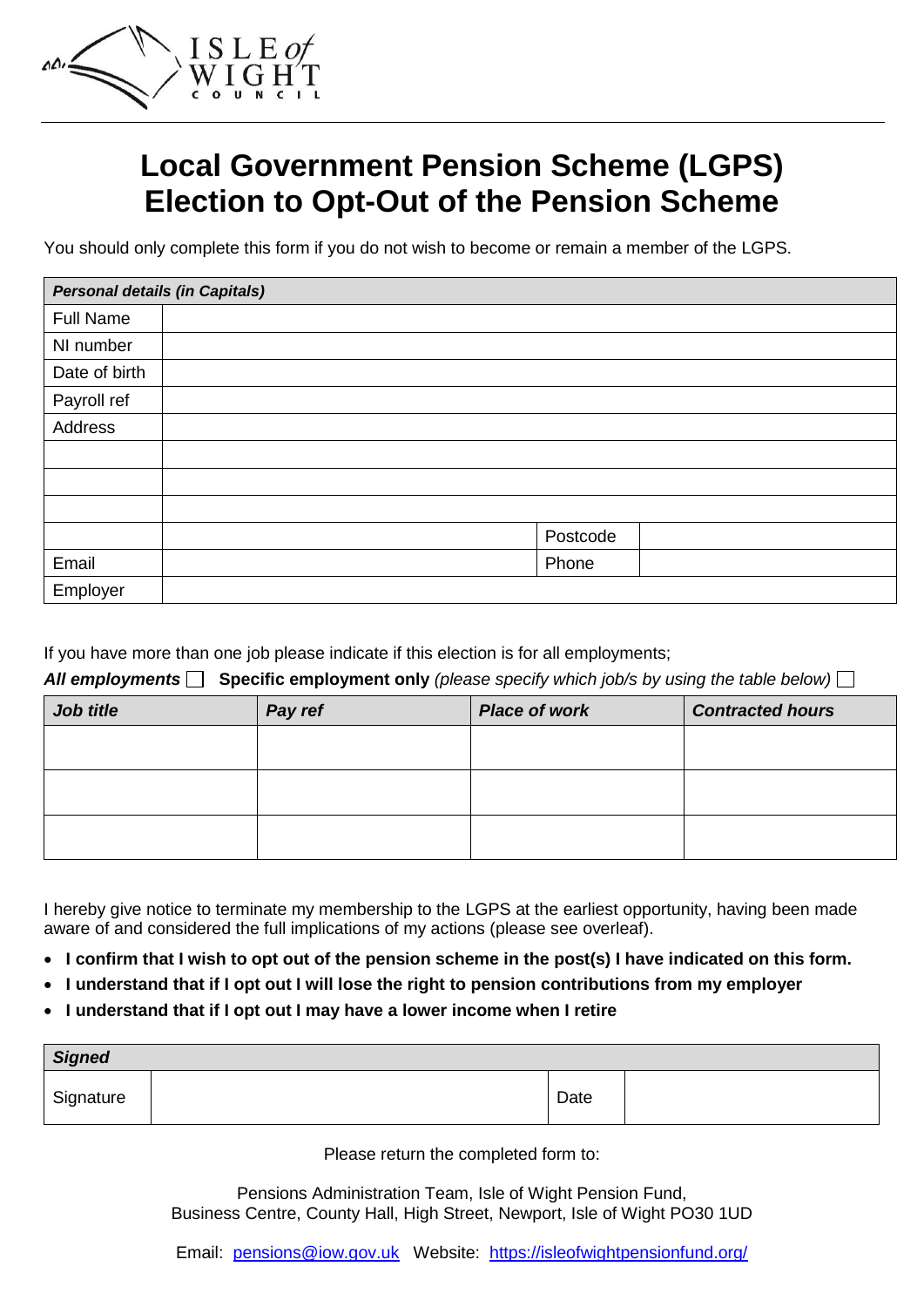# Local Government Pension Scheme (LGPS) Election to Opt-Out of the Pension Scheme

You should only complete this form if you do not wish to become or remain a member of the LGPS.

| ***Personal details (in Capitals)*** | | | |
|---|---|---|---|
| Full Name | | | |
| NI number | | | |
| Date of birth | | | |
| Payroll ref | | | |
| Address | | | |
| | | | |
| | | | |
| | | | |
| | | Postcode | |
| Email | | Phone | |
| Employer | | | |

If you have more than one job please indicate if this election is for all employments;

***All employments*** ☐ **Specific employment only** *(please specify which job/s by using the table below)* ☐

| ***Job title*** | ***Pay ref*** | ***Place of work*** | ***Contracted hours*** |
|---|---|---|---|
| | | | |
| | | | |
| | | | |

I hereby give notice to terminate my membership to the LGPS at the earliest opportunity, having been made aware of and considered the full implications of my actions (please see overleaf).

- **I confirm that I wish to opt out of the pension scheme in the post(s) I have indicated on this form.**
- **I understand that if I opt out I will lose the right to pension contributions from my employer**
- **I understand that if I opt out I may have a lower income when I retire**

| ***Signed*** | | | |
|---|---|---|---|
| Signature | | Date | |

Please return the completed form to:

Pensions Administration Team, Isle of Wight Pension Fund,
Business Centre, County Hall, High Street, Newport, Isle of Wight PO30 1UD

Email: pensions@iow.gov.uk Website: https://isleofwightpensionfund.org/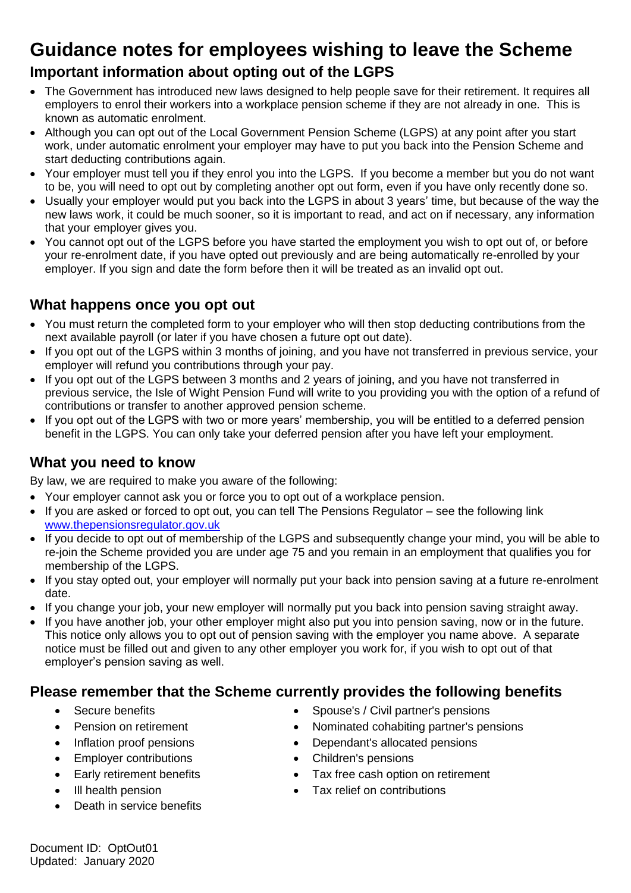# Guidance notes for employees wishing to leave the Scheme

## Important information about opting out of the LGPS

- The Government has introduced new laws designed to help people save for their retirement. It requires all employers to enrol their workers into a workplace pension scheme if they are not already in one. This is known as automatic enrolment.
- Although you can opt out of the Local Government Pension Scheme (LGPS) at any point after you start work, under automatic enrolment your employer may have to put you back into the Pension Scheme and start deducting contributions again.
- Your employer must tell you if they enrol you into the LGPS. If you become a member but you do not want to be, you will need to opt out by completing another opt out form, even if you have only recently done so.
- Usually your employer would put you back into the LGPS in about 3 years' time, but because of the way the new laws work, it could be much sooner, so it is important to read, and act on if necessary, any information that your employer gives you.
- You cannot opt out of the LGPS before you have started the employment you wish to opt out of, or before your re-enrolment date, if you have opted out previously and are being automatically re-enrolled by your employer. If you sign and date the form before then it will be treated as an invalid opt out.

## What happens once you opt out

- You must return the completed form to your employer who will then stop deducting contributions from the next available payroll (or later if you have chosen a future opt out date).
- If you opt out of the LGPS within 3 months of joining, and you have not transferred in previous service, your employer will refund you contributions through your pay.
- If you opt out of the LGPS between 3 months and 2 years of joining, and you have not transferred in previous service, the Isle of Wight Pension Fund will write to you providing you with the option of a refund of contributions or transfer to another approved pension scheme.
- If you opt out of the LGPS with two or more years' membership, you will be entitled to a deferred pension benefit in the LGPS. You can only take your deferred pension after you have left your employment.

## What you need to know

By law, we are required to make you aware of the following:

- Your employer cannot ask you or force you to opt out of a workplace pension.
- If you are asked or forced to opt out, you can tell The Pensions Regulator – see the following link www.thepensionsregulator.gov.uk
- If you decide to opt out of membership of the LGPS and subsequently change your mind, you will be able to re-join the Scheme provided you are under age 75 and you remain in an employment that qualifies you for membership of the LGPS.
- If you stay opted out, your employer will normally put your back into pension saving at a future re-enrolment date.
- If you change your job, your new employer will normally put you back into pension saving straight away.
- If you have another job, your other employer might also put you into pension saving, now or in the future. This notice only allows you to opt out of pension saving with the employer you name above. A separate notice must be filled out and given to any other employer you work for, if you wish to opt out of that employer's pension saving as well.

## Please remember that the Scheme currently provides the following benefits

- Secure benefits
- Pension on retirement
- Inflation proof pensions
- Employer contributions
- Early retirement benefits
- Ill health pension
- Death in service benefits
- Spouse's / Civil partner's pensions
- Nominated cohabiting partner's pensions
- Dependant's allocated pensions
- Children's pensions
- Tax free cash option on retirement
- Tax relief on contributions

Document ID: OptOut01
Updated: January 2020